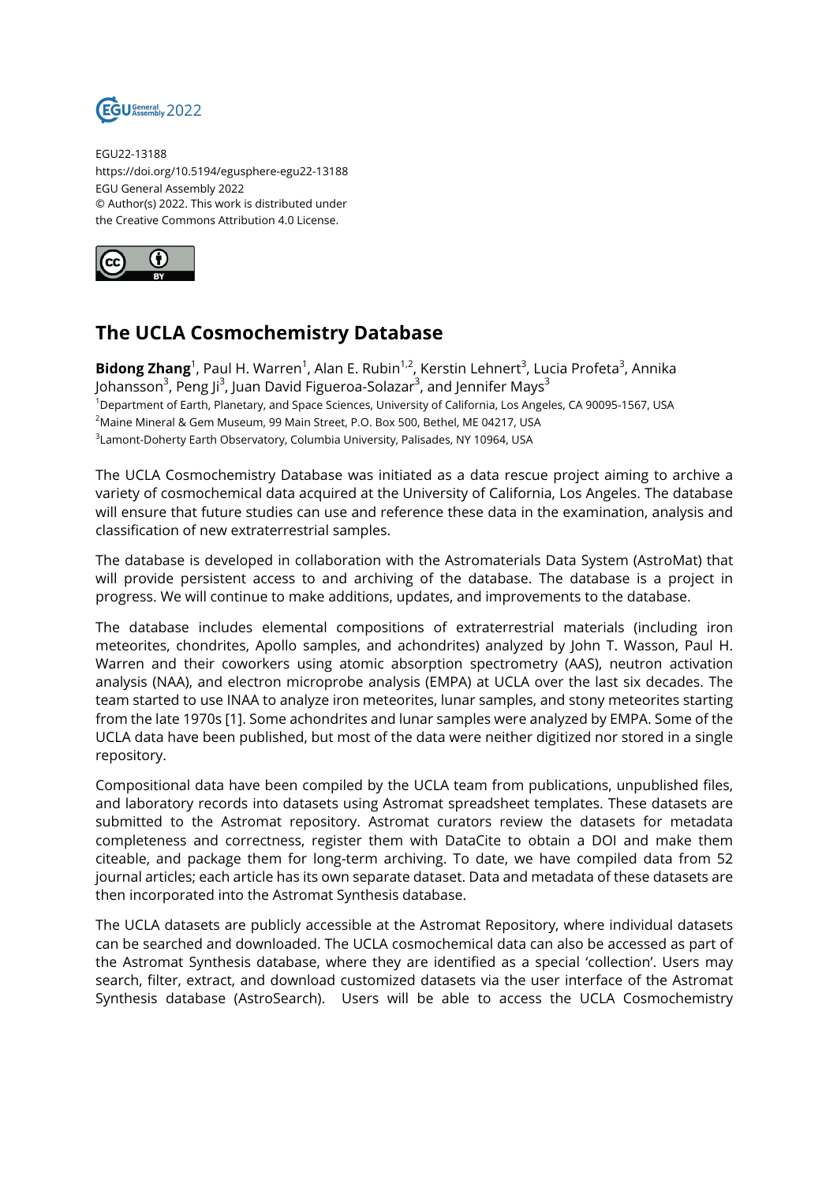EGU22-13188
https://doi.org/10.5194/egusphere-egu22-13188
EGU General Assembly 2022
© Author(s) 2022. This work is distributed under
the Creative Commons Attribution 4.0 License.

# The UCLA Cosmochemistry Database

**Bidong Zhang**[1], Paul H. Warren[1], Alan E. Rubin[1,2], Kerstin Lehnert[3], Lucia Profeta[3], Annika Johansson[3], Peng Ji[3], Juan David Figueroa-Solazar[3], and Jennifer Mays[3]

[1]Department of Earth, Planetary, and Space Sciences, University of California, Los Angeles, CA 90095-1567, USA
[2]Maine Mineral & Gem Museum, 99 Main Street, P.O. Box 500, Bethel, ME 04217, USA
[3]Lamont-Doherty Earth Observatory, Columbia University, Palisades, NY 10964, USA

The UCLA Cosmochemistry Database was initiated as a data rescue project aiming to archive a variety of cosmochemical data acquired at the University of California, Los Angeles. The database will ensure that future studies can use and reference these data in the examination, analysis and classification of new extraterrestrial samples.

The database is developed in collaboration with the Astromaterials Data System (AstroMat) that will provide persistent access to and archiving of the database. The database is a project in progress. We will continue to make additions, updates, and improvements to the database.

The database includes elemental compositions of extraterrestrial materials (including iron meteorites, chondrites, Apollo samples, and achondrites) analyzed by John T. Wasson, Paul H. Warren and their coworkers using atomic absorption spectrometry (AAS), neutron activation analysis (NAA), and electron microprobe analysis (EMPA) at UCLA over the last six decades. The team started to use INAA to analyze iron meteorites, lunar samples, and stony meteorites starting from the late 1970s [1]. Some achondrites and lunar samples were analyzed by EMPA. Some of the UCLA data have been published, but most of the data were neither digitized nor stored in a single repository.

Compositional data have been compiled by the UCLA team from publications, unpublished files, and laboratory records into datasets using Astromat spreadsheet templates. These datasets are submitted to the Astromat repository. Astromat curators review the datasets for metadata completeness and correctness, register them with DataCite to obtain a DOI and make them citeable, and package them for long-term archiving. To date, we have compiled data from 52 journal articles; each article has its own separate dataset. Data and metadata of these datasets are then incorporated into the Astromat Synthesis database.

The UCLA datasets are publicly accessible at the Astromat Repository, where individual datasets can be searched and downloaded. The UCLA cosmochemical data can also be accessed as part of the Astromat Synthesis database, where they are identified as a special 'collection'. Users may search, filter, extract, and download customized datasets via the user interface of the Astromat Synthesis database (AstroSearch). Users will be able to access the UCLA Cosmochemistry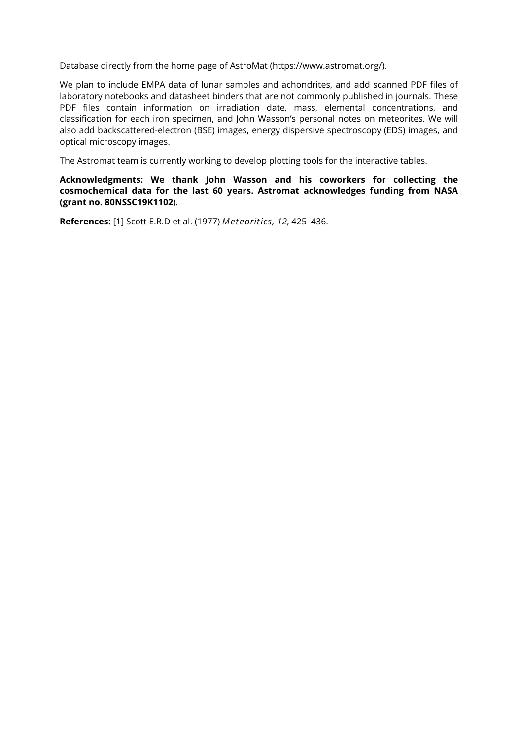Database directly from the home page of AstroMat (https://www.astromat.org/).

We plan to include EMPA data of lunar samples and achondrites, and add scanned PDF files of laboratory notebooks and datasheet binders that are not commonly published in journals. These PDF files contain information on irradiation date, mass, elemental concentrations, and classification for each iron specimen, and John Wasson's personal notes on meteorites. We will also add backscattered-electron (BSE) images, energy dispersive spectroscopy (EDS) images, and optical microscopy images.

The Astromat team is currently working to develop plotting tools for the interactive tables.

**Acknowledgments: We thank John Wasson and his coworkers for collecting the cosmochemical data for the last 60 years. Astromat acknowledges funding from NASA (grant no. 80NSSC19K1102**).

**References:** [1] Scott E.R.D et al. (1977) *Meteoritics, 12*, 425–436.